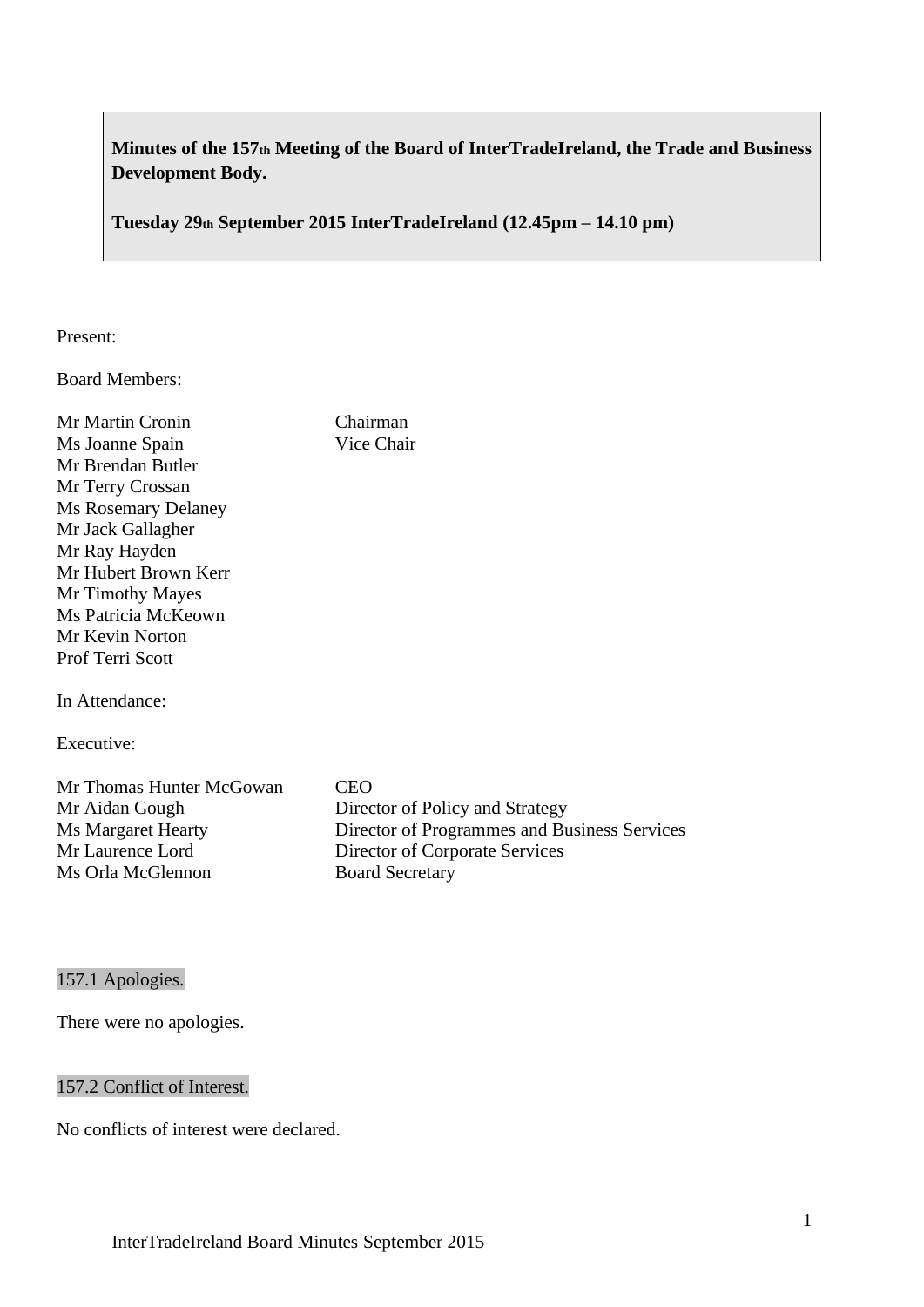**Minutes of the 157th Meeting of the Board of InterTradeIreland, the Trade and Business Development Body.**

**Tuesday 29th September 2015 InterTradeIreland (12.45pm – 14.10 pm)**

Present:

Board Members:

| | |
|---|---|
| Mr Martin Cronin | Chairman |
| Ms Joanne Spain | Vice Chair |
| Mr Brendan Butler | |
| Mr Terry Crossan | |
| Ms Rosemary Delaney | |
| Mr Jack Gallagher | |
| Mr Ray Hayden | |
| Mr Hubert Brown Kerr | |
| Mr Timothy Mayes | |
| Ms Patricia McKeown | |
| Mr Kevin Norton | |
| Prof Terri Scott | |

In Attendance:

Executive:

| | |
|---|---|
| Mr Thomas Hunter McGowan | CEO |
| Mr Aidan Gough | Director of Policy and Strategy |
| Ms Margaret Hearty | Director of Programmes and Business Services |
| Mr Laurence Lord | Director of Corporate Services |
| Ms Orla McGlennon | Board Secretary |

## 157.1 Apologies.

There were no apologies.

## 157.2 Conflict of Interest.

No conflicts of interest were declared.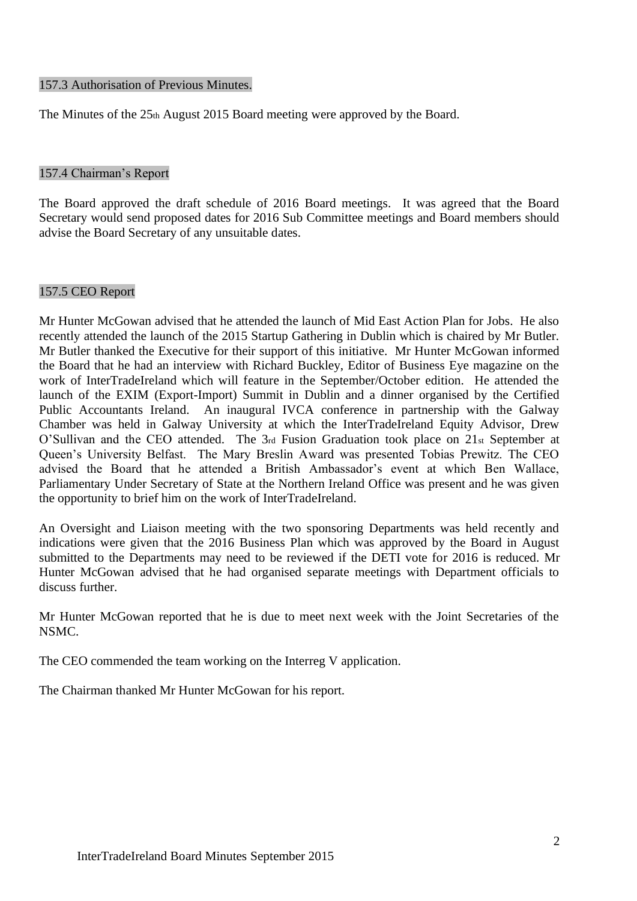## 157.3 Authorisation of Previous Minutes.

The Minutes of the 25th August 2015 Board meeting were approved by the Board.

## 157.4 Chairman's Report

The Board approved the draft schedule of 2016 Board meetings. It was agreed that the Board Secretary would send proposed dates for 2016 Sub Committee meetings and Board members should advise the Board Secretary of any unsuitable dates.

## 157.5 CEO Report

Mr Hunter McGowan advised that he attended the launch of Mid East Action Plan for Jobs. He also recently attended the launch of the 2015 Startup Gathering in Dublin which is chaired by Mr Butler. Mr Butler thanked the Executive for their support of this initiative. Mr Hunter McGowan informed the Board that he had an interview with Richard Buckley, Editor of Business Eye magazine on the work of InterTradeIreland which will feature in the September/October edition. He attended the launch of the EXIM (Export-Import) Summit in Dublin and a dinner organised by the Certified Public Accountants Ireland. An inaugural IVCA conference in partnership with the Galway Chamber was held in Galway University at which the InterTradeIreland Equity Advisor, Drew O'Sullivan and the CEO attended. The 3rd Fusion Graduation took place on 21st September at Queen's University Belfast. The Mary Breslin Award was presented Tobias Prewitz. The CEO advised the Board that he attended a British Ambassador's event at which Ben Wallace, Parliamentary Under Secretary of State at the Northern Ireland Office was present and he was given the opportunity to brief him on the work of InterTradeIreland.

An Oversight and Liaison meeting with the two sponsoring Departments was held recently and indications were given that the 2016 Business Plan which was approved by the Board in August submitted to the Departments may need to be reviewed if the DETI vote for 2016 is reduced. Mr Hunter McGowan advised that he had organised separate meetings with Department officials to discuss further.

Mr Hunter McGowan reported that he is due to meet next week with the Joint Secretaries of the NSMC.

The CEO commended the team working on the Interreg V application.

The Chairman thanked Mr Hunter McGowan for his report.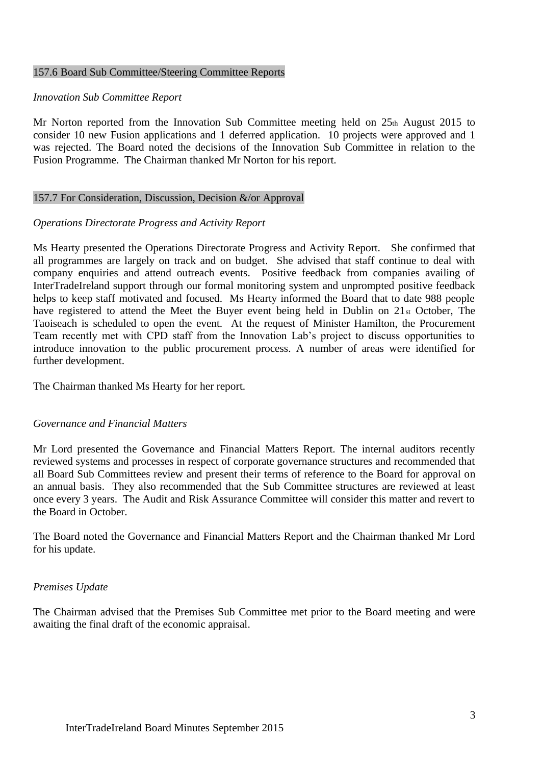## 157.6 Board Sub Committee/Steering Committee Reports

*Innovation Sub Committee Report*

Mr Norton reported from the Innovation Sub Committee meeting held on 25th August 2015 to consider 10 new Fusion applications and 1 deferred application. 10 projects were approved and 1 was rejected. The Board noted the decisions of the Innovation Sub Committee in relation to the Fusion Programme. The Chairman thanked Mr Norton for his report.

## 157.7 For Consideration, Discussion, Decision &/or Approval

*Operations Directorate Progress and Activity Report*

Ms Hearty presented the Operations Directorate Progress and Activity Report. She confirmed that all programmes are largely on track and on budget. She advised that staff continue to deal with company enquiries and attend outreach events. Positive feedback from companies availing of InterTradeIreland support through our formal monitoring system and unprompted positive feedback helps to keep staff motivated and focused. Ms Hearty informed the Board that to date 988 people have registered to attend the Meet the Buyer event being held in Dublin on 21st October, The Taoiseach is scheduled to open the event. At the request of Minister Hamilton, the Procurement Team recently met with CPD staff from the Innovation Lab's project to discuss opportunities to introduce innovation to the public procurement process. A number of areas were identified for further development.

The Chairman thanked Ms Hearty for her report.

*Governance and Financial Matters*

Mr Lord presented the Governance and Financial Matters Report. The internal auditors recently reviewed systems and processes in respect of corporate governance structures and recommended that all Board Sub Committees review and present their terms of reference to the Board for approval on an annual basis. They also recommended that the Sub Committee structures are reviewed at least once every 3 years. The Audit and Risk Assurance Committee will consider this matter and revert to the Board in October.

The Board noted the Governance and Financial Matters Report and the Chairman thanked Mr Lord for his update.

*Premises Update*

The Chairman advised that the Premises Sub Committee met prior to the Board meeting and were awaiting the final draft of the economic appraisal.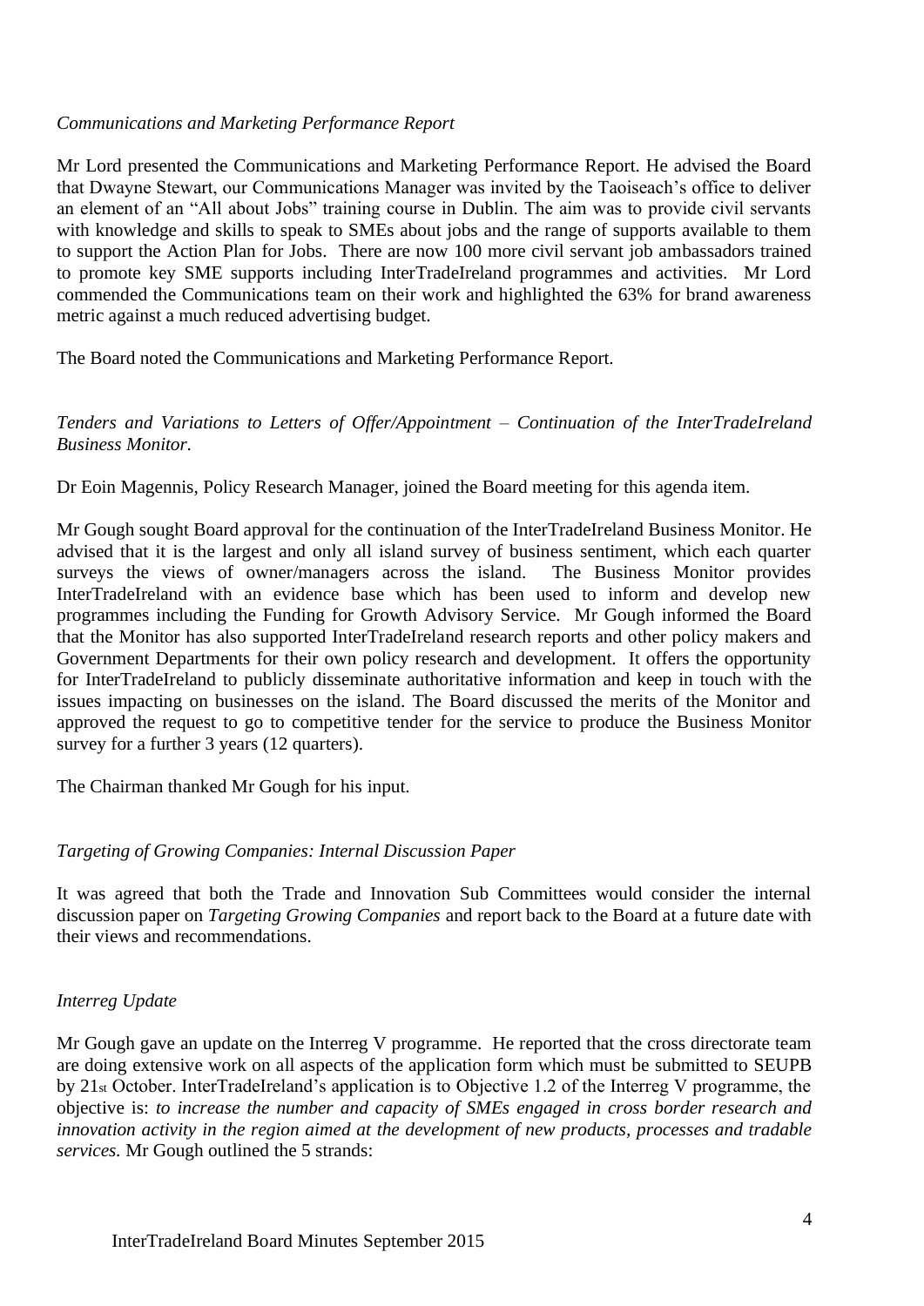*Communications and Marketing Performance Report*

Mr Lord presented the Communications and Marketing Performance Report. He advised the Board that Dwayne Stewart, our Communications Manager was invited by the Taoiseach's office to deliver an element of an "All about Jobs" training course in Dublin. The aim was to provide civil servants with knowledge and skills to speak to SMEs about jobs and the range of supports available to them to support the Action Plan for Jobs. There are now 100 more civil servant job ambassadors trained to promote key SME supports including InterTradeIreland programmes and activities. Mr Lord commended the Communications team on their work and highlighted the 63% for brand awareness metric against a much reduced advertising budget.

The Board noted the Communications and Marketing Performance Report.

*Tenders and Variations to Letters of Offer/Appointment – Continuation of the InterTradeIreland Business Monitor.*

Dr Eoin Magennis, Policy Research Manager, joined the Board meeting for this agenda item.

Mr Gough sought Board approval for the continuation of the InterTradeIreland Business Monitor. He advised that it is the largest and only all island survey of business sentiment, which each quarter surveys the views of owner/managers across the island. The Business Monitor provides InterTradeIreland with an evidence base which has been used to inform and develop new programmes including the Funding for Growth Advisory Service. Mr Gough informed the Board that the Monitor has also supported InterTradeIreland research reports and other policy makers and Government Departments for their own policy research and development. It offers the opportunity for InterTradeIreland to publicly disseminate authoritative information and keep in touch with the issues impacting on businesses on the island. The Board discussed the merits of the Monitor and approved the request to go to competitive tender for the service to produce the Business Monitor survey for a further 3 years (12 quarters).

The Chairman thanked Mr Gough for his input.

*Targeting of Growing Companies: Internal Discussion Paper*

It was agreed that both the Trade and Innovation Sub Committees would consider the internal discussion paper on *Targeting Growing Companies* and report back to the Board at a future date with their views and recommendations.

*Interreg Update*

Mr Gough gave an update on the Interreg V programme. He reported that the cross directorate team are doing extensive work on all aspects of the application form which must be submitted to SEUPB by 21st October. InterTradeIreland's application is to Objective 1.2 of the Interreg V programme, the objective is: *to increase the number and capacity of SMEs engaged in cross border research and innovation activity in the region aimed at the development of new products, processes and tradable services.* Mr Gough outlined the 5 strands: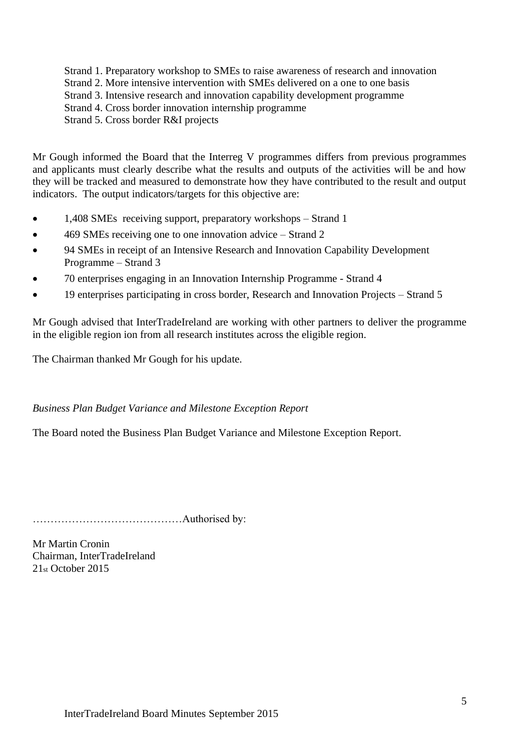Strand 1. Preparatory workshop to SMEs to raise awareness of research and innovation
Strand 2. More intensive intervention with SMEs delivered on a one to one basis
Strand 3. Intensive research and innovation capability development programme
Strand 4. Cross border innovation internship programme
Strand 5. Cross border R&I projects

Mr Gough informed the Board that the Interreg V programmes differs from previous programmes and applicants must clearly describe what the results and outputs of the activities will be and how they will be tracked and measured to demonstrate how they have contributed to the result and output indicators. The output indicators/targets for this objective are:

- 1,408 SMEs receiving support, preparatory workshops – Strand 1
- 469 SMEs receiving one to one innovation advice – Strand 2
- 94 SMEs in receipt of an Intensive Research and Innovation Capability Development Programme – Strand 3
- 70 enterprises engaging in an Innovation Internship Programme - Strand 4
- 19 enterprises participating in cross border, Research and Innovation Projects – Strand 5

Mr Gough advised that InterTradeIreland are working with other partners to deliver the programme in the eligible region ion from all research institutes across the eligible region.

The Chairman thanked Mr Gough for his update.

*Business Plan Budget Variance and Milestone Exception Report*

The Board noted the Business Plan Budget Variance and Milestone Exception Report.

……………………………………Authorised by:

Mr Martin Cronin
Chairman, InterTradeIreland
21st October 2015